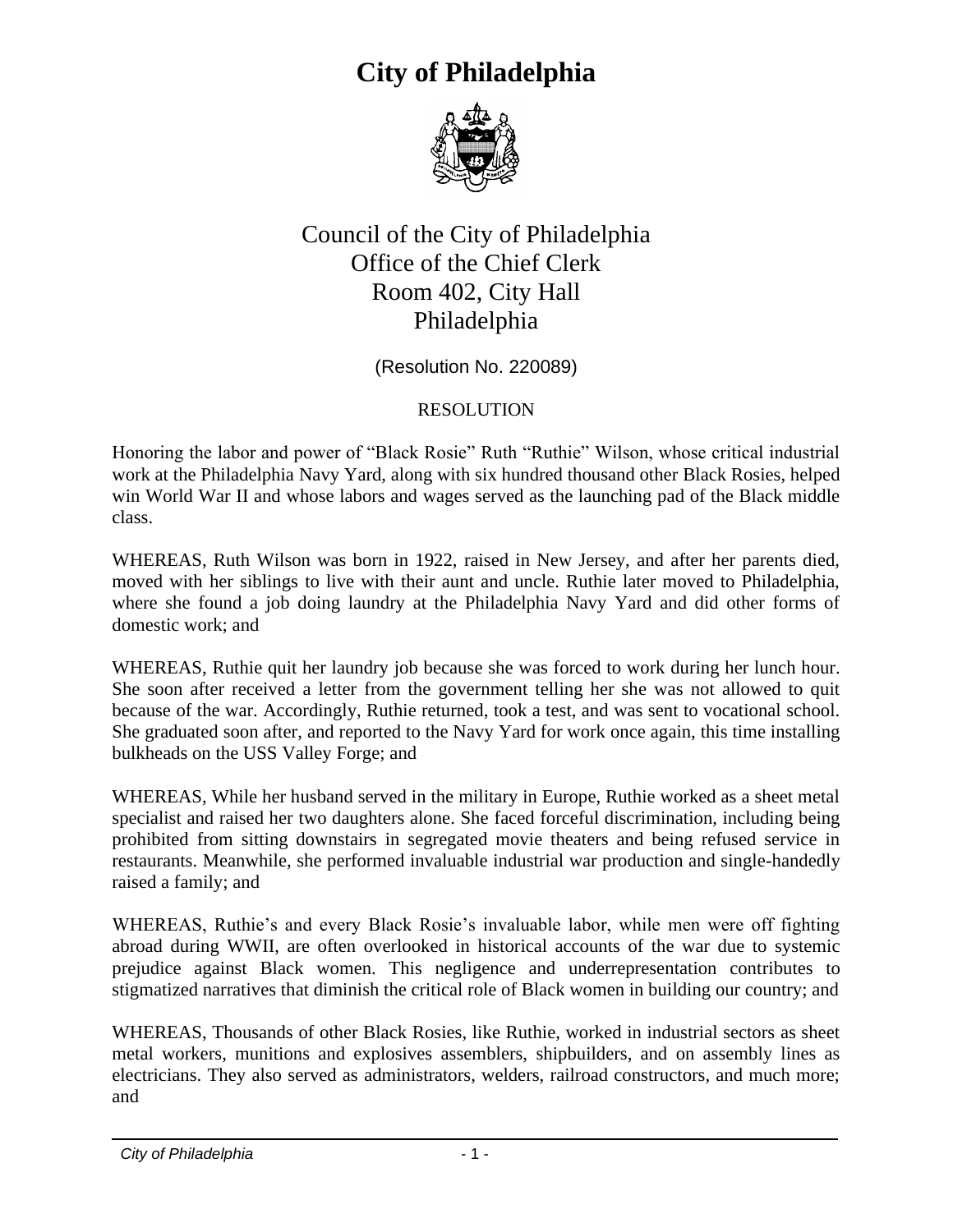# City of Philadelphia

Council of the City of Philadelphia
Office of the Chief Clerk
Room 402, City Hall
Philadelphia

(Resolution No. 220089)

RESOLUTION

Honoring the labor and power of "Black Rosie" Ruth "Ruthie" Wilson, whose critical industrial work at the Philadelphia Navy Yard, along with six hundred thousand other Black Rosies, helped win World War II and whose labors and wages served as the launching pad of the Black middle class.

WHEREAS, Ruth Wilson was born in 1922, raised in New Jersey, and after her parents died, moved with her siblings to live with their aunt and uncle. Ruthie later moved to Philadelphia, where she found a job doing laundry at the Philadelphia Navy Yard and did other forms of domestic work; and

WHEREAS, Ruthie quit her laundry job because she was forced to work during her lunch hour. She soon after received a letter from the government telling her she was not allowed to quit because of the war. Accordingly, Ruthie returned, took a test, and was sent to vocational school. She graduated soon after, and reported to the Navy Yard for work once again, this time installing bulkheads on the USS Valley Forge; and

WHEREAS, While her husband served in the military in Europe, Ruthie worked as a sheet metal specialist and raised her two daughters alone. She faced forceful discrimination, including being prohibited from sitting downstairs in segregated movie theaters and being refused service in restaurants. Meanwhile, she performed invaluable industrial war production and single-handedly raised a family; and

WHEREAS, Ruthie's and every Black Rosie's invaluable labor, while men were off fighting abroad during WWII, are often overlooked in historical accounts of the war due to systemic prejudice against Black women. This negligence and underrepresentation contributes to stigmatized narratives that diminish the critical role of Black women in building our country; and

WHEREAS, Thousands of other Black Rosies, like Ruthie, worked in industrial sectors as sheet metal workers, munitions and explosives assemblers, shipbuilders, and on assembly lines as electricians. They also served as administrators, welders, railroad constructors, and much more; and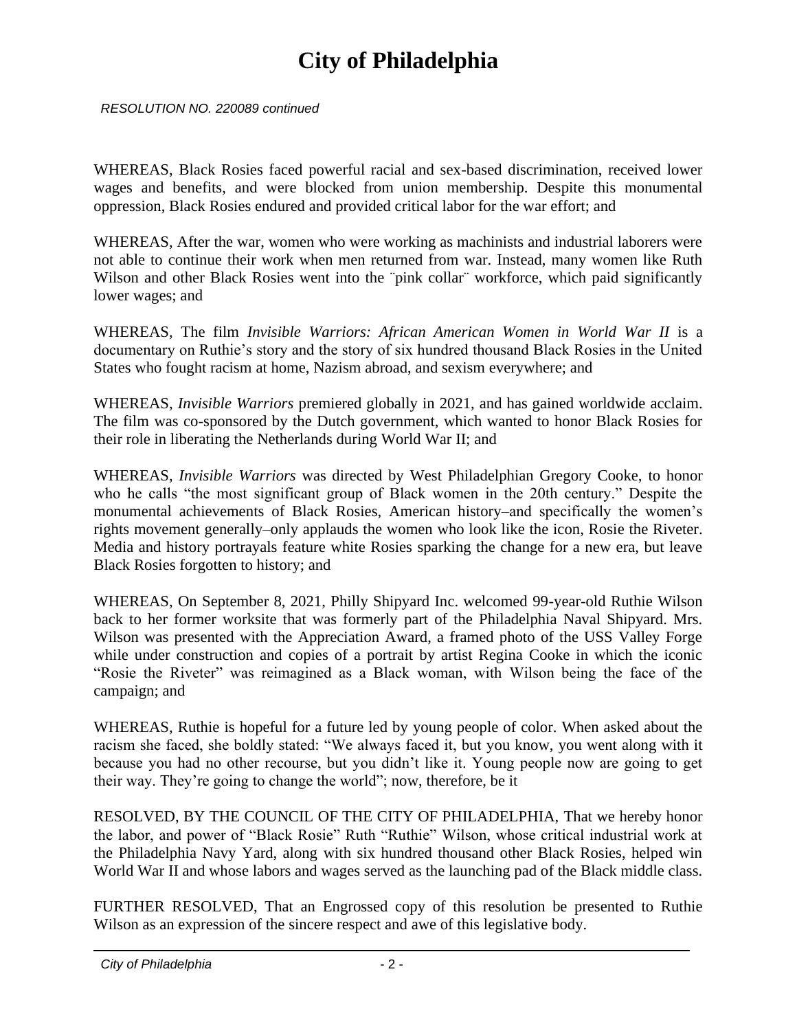*RESOLUTION NO. 220089 continued*

WHEREAS, Black Rosies faced powerful racial and sex-based discrimination, received lower wages and benefits, and were blocked from union membership. Despite this monumental oppression, Black Rosies endured and provided critical labor for the war effort; and

WHEREAS, After the war, women who were working as machinists and industrial laborers were not able to continue their work when men returned from war. Instead, many women like Ruth Wilson and other Black Rosies went into the ¨pink collar¨ workforce, which paid significantly lower wages; and

WHEREAS, The film *Invisible Warriors: African American Women in World War II* is a documentary on Ruthie's story and the story of six hundred thousand Black Rosies in the United States who fought racism at home, Nazism abroad, and sexism everywhere; and

WHEREAS, *Invisible Warriors* premiered globally in 2021, and has gained worldwide acclaim. The film was co-sponsored by the Dutch government, which wanted to honor Black Rosies for their role in liberating the Netherlands during World War II; and

WHEREAS, *Invisible Warriors* was directed by West Philadelphian Gregory Cooke, to honor who he calls "the most significant group of Black women in the 20th century." Despite the monumental achievements of Black Rosies, American history–and specifically the women's rights movement generally–only applauds the women who look like the icon, Rosie the Riveter. Media and history portrayals feature white Rosies sparking the change for a new era, but leave Black Rosies forgotten to history; and

WHEREAS, On September 8, 2021, Philly Shipyard Inc. welcomed 99-year-old Ruthie Wilson back to her former worksite that was formerly part of the Philadelphia Naval Shipyard. Mrs. Wilson was presented with the Appreciation Award, a framed photo of the USS Valley Forge while under construction and copies of a portrait by artist Regina Cooke in which the iconic "Rosie the Riveter" was reimagined as a Black woman, with Wilson being the face of the campaign; and

WHEREAS, Ruthie is hopeful for a future led by young people of color. When asked about the racism she faced, she boldly stated: "We always faced it, but you know, you went along with it because you had no other recourse, but you didn't like it. Young people now are going to get their way. They're going to change the world"; now, therefore, be it

RESOLVED, BY THE COUNCIL OF THE CITY OF PHILADELPHIA, That we hereby honor the labor, and power of "Black Rosie" Ruth "Ruthie" Wilson, whose critical industrial work at the Philadelphia Navy Yard, along with six hundred thousand other Black Rosies, helped win World War II and whose labors and wages served as the launching pad of the Black middle class.

FURTHER RESOLVED, That an Engrossed copy of this resolution be presented to Ruthie Wilson as an expression of the sincere respect and awe of this legislative body.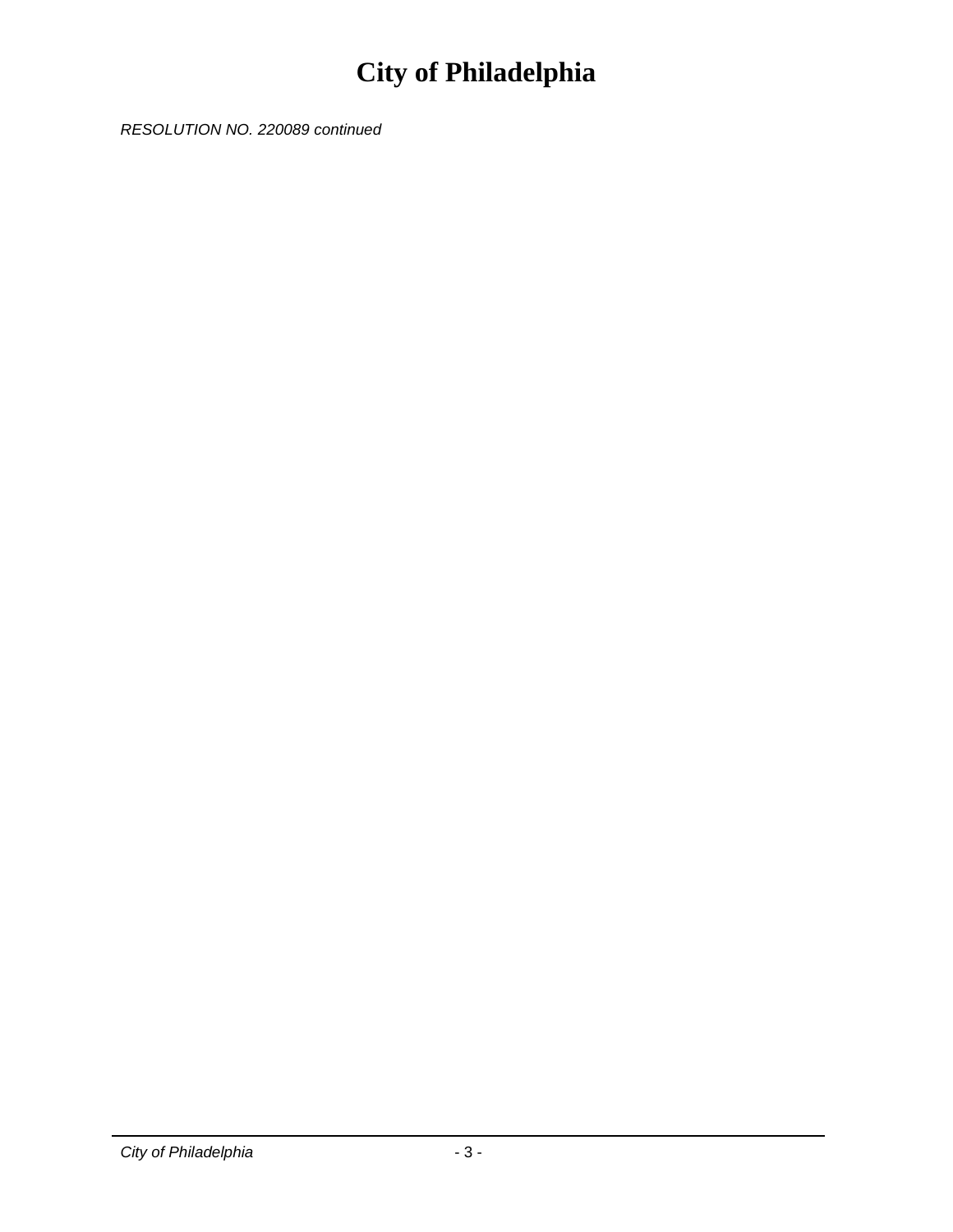RESOLUTION NO. 220089 continued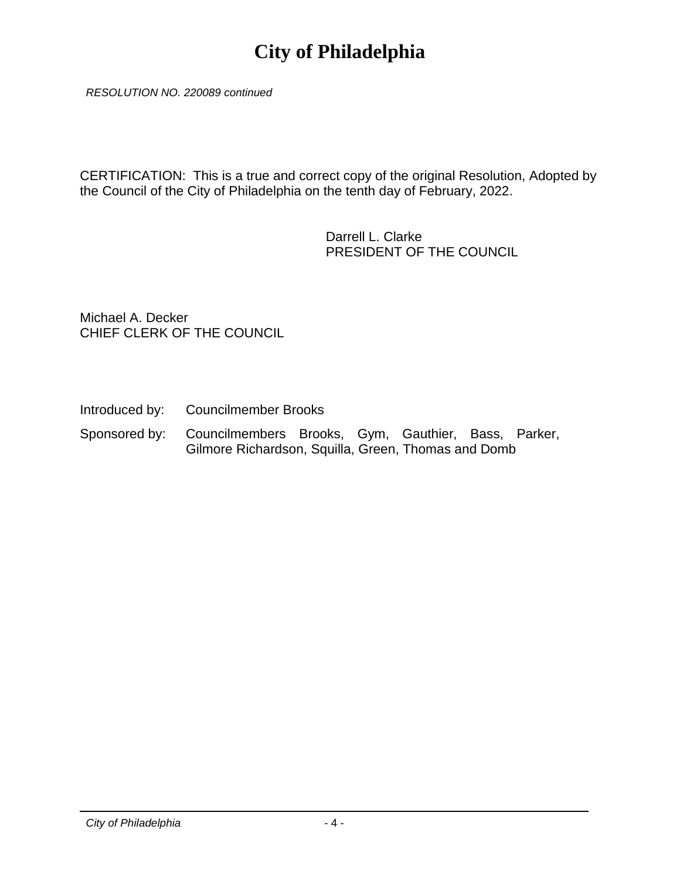*RESOLUTION NO. 220089 continued*

CERTIFICATION: This is a true and correct copy of the original Resolution, Adopted by the Council of the City of Philadelphia on the tenth day of February, 2022.

Darrell L. Clarke
PRESIDENT OF THE COUNCIL

Michael A. Decker
CHIEF CLERK OF THE COUNCIL

Introduced by: Councilmember Brooks

Sponsored by: Councilmembers Brooks, Gym, Gauthier, Bass, Parker, Gilmore Richardson, Squilla, Green, Thomas and Domb